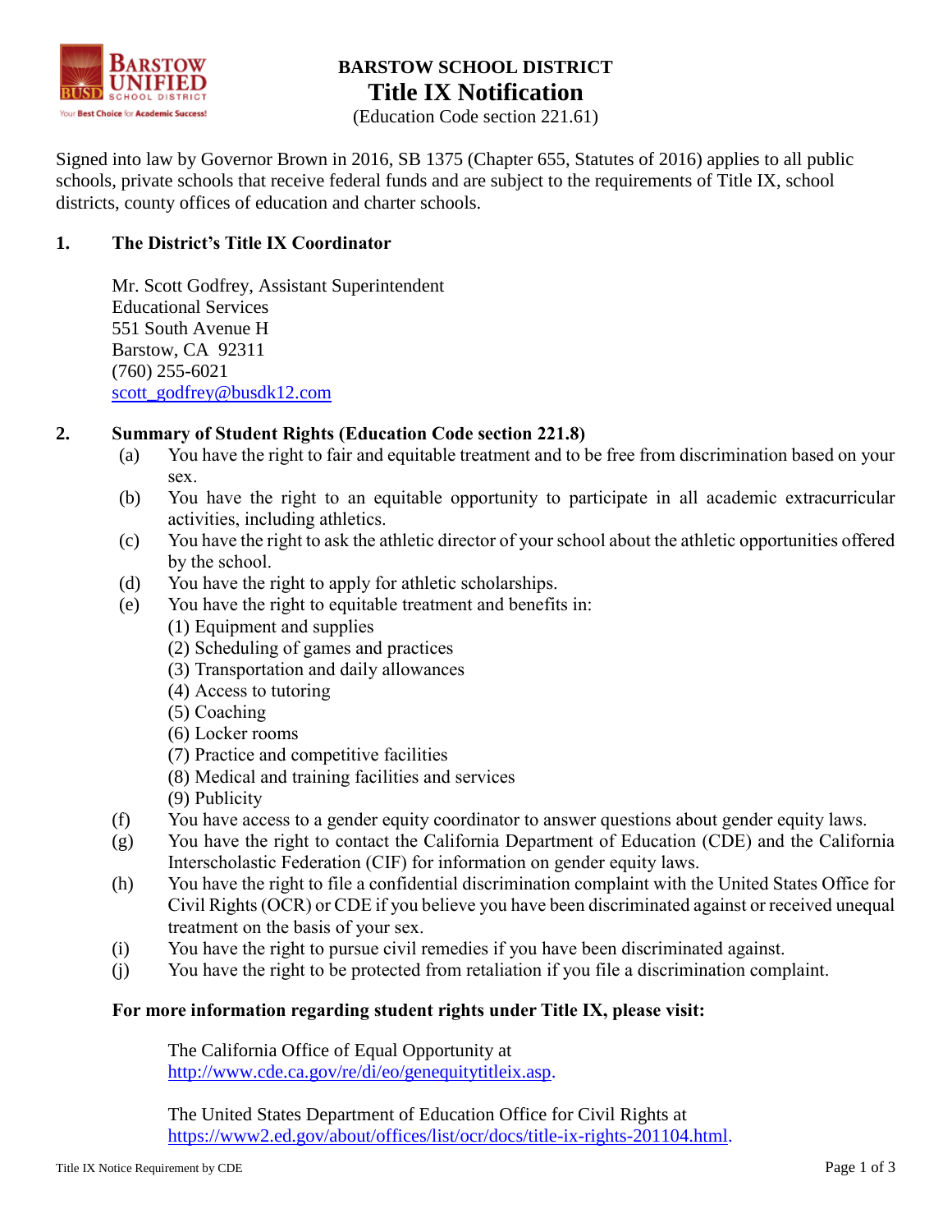# BARSTOW SCHOOL DISTRICT

## Title IX Notification

(Education Code section 221.61)

Signed into law by Governor Brown in 2016, SB 1375 (Chapter 655, Statutes of 2016) applies to all public schools, private schools that receive federal funds and are subject to the requirements of Title IX, school districts, county offices of education and charter schools.

### 1. The District's Title IX Coordinator

Mr. Scott Godfrey, Assistant Superintendent
Educational Services
551 South Avenue H
Barstow, CA 92311
(760) 255-6021
scott_godfrey@busdk12.com

### 2. Summary of Student Rights (Education Code section 221.8)

(a) You have the right to fair and equitable treatment and to be free from discrimination based on your sex.

(b) You have the right to an equitable opportunity to participate in all academic extracurricular activities, including athletics.

(c) You have the right to ask the athletic director of your school about the athletic opportunities offered by the school.

(d) You have the right to apply for athletic scholarships.

(e) You have the right to equitable treatment and benefits in:
(1) Equipment and supplies
(2) Scheduling of games and practices
(3) Transportation and daily allowances
(4) Access to tutoring
(5) Coaching
(6) Locker rooms
(7) Practice and competitive facilities
(8) Medical and training facilities and services
(9) Publicity

(f) You have access to a gender equity coordinator to answer questions about gender equity laws.

(g) You have the right to contact the California Department of Education (CDE) and the California Interscholastic Federation (CIF) for information on gender equity laws.

(h) You have the right to file a confidential discrimination complaint with the United States Office for Civil Rights (OCR) or CDE if you believe you have been discriminated against or received unequal treatment on the basis of your sex.

(i) You have the right to pursue civil remedies if you have been discriminated against.

(j) You have the right to be protected from retaliation if you file a discrimination complaint.

**For more information regarding student rights under Title IX, please visit:**

The California Office of Equal Opportunity at http://www.cde.ca.gov/re/di/eo/genequitytitleix.asp.

The United States Department of Education Office for Civil Rights at https://www2.ed.gov/about/offices/list/ocr/docs/title-ix-rights-201104.html.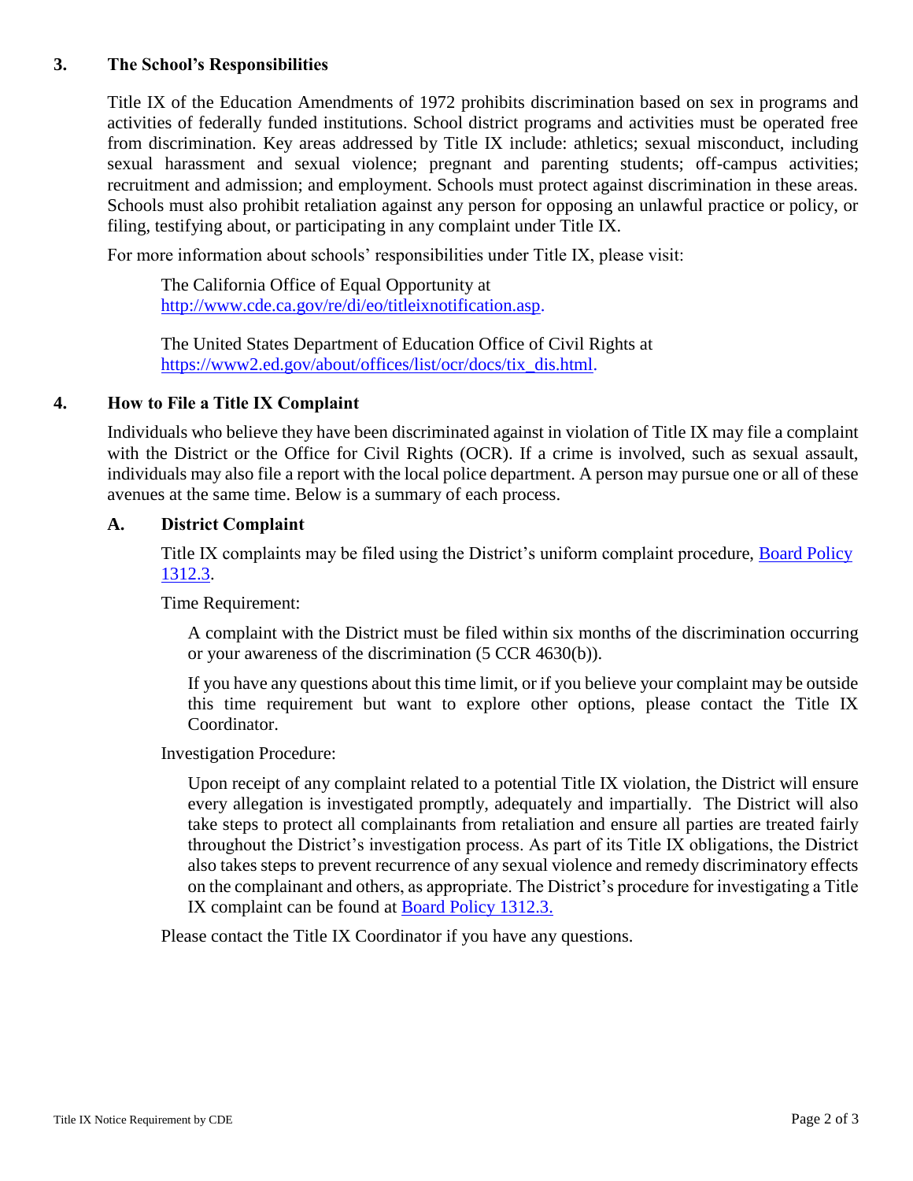## 3. The School's Responsibilities

Title IX of the Education Amendments of 1972 prohibits discrimination based on sex in programs and activities of federally funded institutions. School district programs and activities must be operated free from discrimination. Key areas addressed by Title IX include: athletics; sexual misconduct, including sexual harassment and sexual violence; pregnant and parenting students; off-campus activities; recruitment and admission; and employment. Schools must protect against discrimination in these areas. Schools must also prohibit retaliation against any person for opposing an unlawful practice or policy, or filing, testifying about, or participating in any complaint under Title IX.

For more information about schools' responsibilities under Title IX, please visit:

> The California Office of Equal Opportunity at [http://www.cde.ca.gov/re/di/eo/titleixnotification.asp](http://www.cde.ca.gov/re/di/eo/titleixnotification.asp).
>
> The United States Department of Education Office of Civil Rights at [https://www2.ed.gov/about/offices/list/ocr/docs/tix_dis.html](https://www2.ed.gov/about/offices/list/ocr/docs/tix_dis.html).

## 4. How to File a Title IX Complaint

Individuals who believe they have been discriminated against in violation of Title IX may file a complaint with the District or the Office for Civil Rights (OCR). If a crime is involved, such as sexual assault, individuals may also file a report with the local police department. A person may pursue one or all of these avenues at the same time. Below is a summary of each process.

### A. District Complaint

Title IX complaints may be filed using the District's uniform complaint procedure, [Board Policy 1312.3](#).

Time Requirement:

> A complaint with the District must be filed within six months of the discrimination occurring or your awareness of the discrimination (5 CCR 4630(b)).
>
> If you have any questions about this time limit, or if you believe your complaint may be outside this time requirement but want to explore other options, please contact the Title IX Coordinator.

Investigation Procedure:

> Upon receipt of any complaint related to a potential Title IX violation, the District will ensure every allegation is investigated promptly, adequately and impartially. The District will also take steps to protect all complainants from retaliation and ensure all parties are treated fairly throughout the District's investigation process. As part of its Title IX obligations, the District also takes steps to prevent recurrence of any sexual violence and remedy discriminatory effects on the complainant and others, as appropriate. The District's procedure for investigating a Title IX complaint can be found at [Board Policy 1312.3.](#)

Please contact the Title IX Coordinator if you have any questions.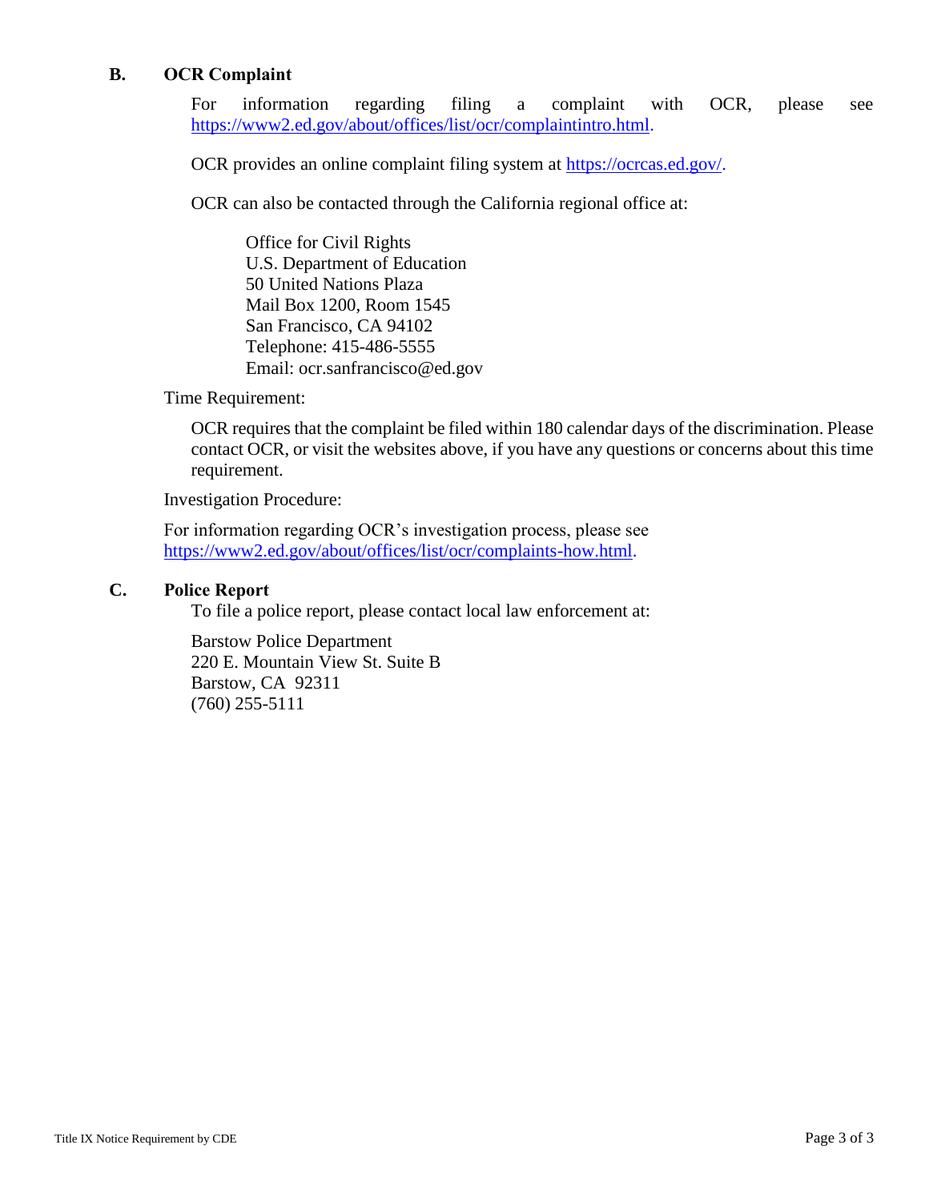## B. OCR Complaint

For information regarding filing a complaint with OCR, please see https://www2.ed.gov/about/offices/list/ocr/complaintintro.html.

OCR provides an online complaint filing system at https://ocrcas.ed.gov/.

OCR can also be contacted through the California regional office at:

Office for Civil Rights
U.S. Department of Education
50 United Nations Plaza
Mail Box 1200, Room 1545
San Francisco, CA 94102
Telephone: 415-486-5555
Email: ocr.sanfrancisco@ed.gov

Time Requirement:

OCR requires that the complaint be filed within 180 calendar days of the discrimination. Please contact OCR, or visit the websites above, if you have any questions or concerns about this time requirement.

Investigation Procedure:

For information regarding OCR's investigation process, please see https://www2.ed.gov/about/offices/list/ocr/complaints-how.html.

## C. Police Report

To file a police report, please contact local law enforcement at:

Barstow Police Department
220 E. Mountain View St. Suite B
Barstow, CA 92311
(760) 255-5111